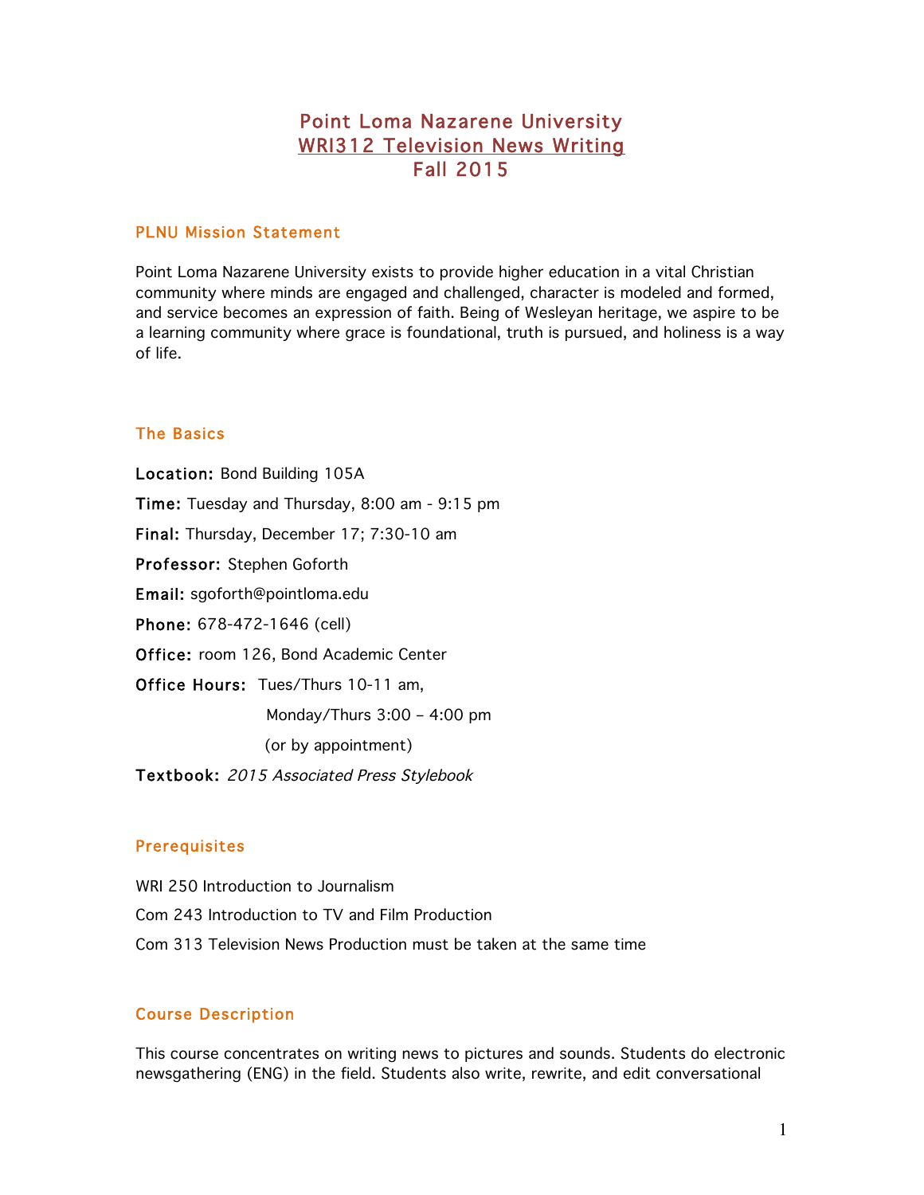# Point Loma Nazarene University
## WRI312 Television News Writing
## Fall 2015

### PLNU Mission Statement

Point Loma Nazarene University exists to provide higher education in a vital Christian community where minds are engaged and challenged, character is modeled and formed, and service becomes an expression of faith. Being of Wesleyan heritage, we aspire to be a learning community where grace is foundational, truth is pursued, and holiness is a way of life.

### The Basics

**Location:** Bond Building 105A

**Time:** Tuesday and Thursday, 8:00 am - 9:15 pm

**Final:** Thursday, December 17; 7:30-10 am

**Professor:** Stephen Goforth

**Email:** sgoforth@pointloma.edu

**Phone:** 678-472-1646 (cell)

**Office:** room 126, Bond Academic Center

**Office Hours:** Tues/Thurs 10-11 am,
Monday/Thurs 3:00 – 4:00 pm
(or by appointment)

**Textbook:** *2015 Associated Press Stylebook*

### Prerequisites

WRI 250 Introduction to Journalism

Com 243 Introduction to TV and Film Production

Com 313 Television News Production must be taken at the same time

### Course Description

This course concentrates on writing news to pictures and sounds. Students do electronic newsgathering (ENG) in the field. Students also write, rewrite, and edit conversational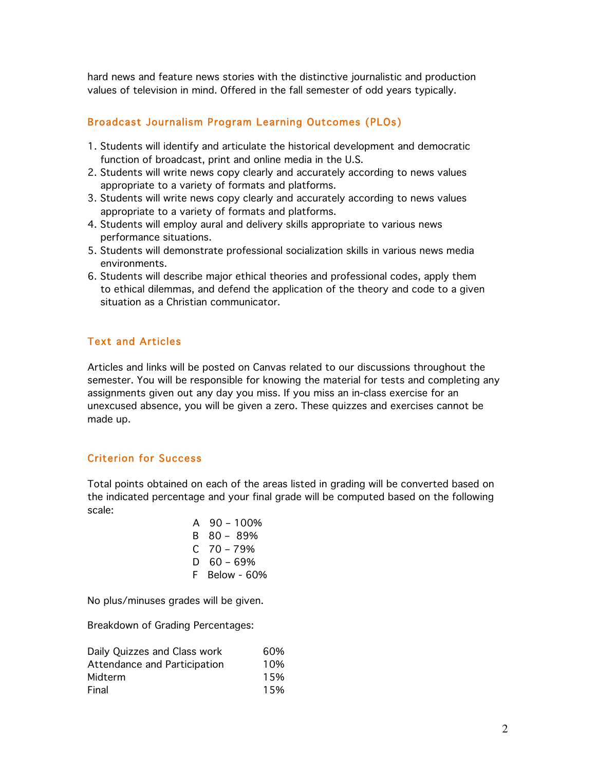hard news and feature news stories with the distinctive journalistic and production values of television in mind. Offered in the fall semester of odd years typically.

## Broadcast Journalism Program Learning Outcomes (PLOs)

1. Students will identify and articulate the historical development and democratic function of broadcast, print and online media in the U.S.
2. Students will write news copy clearly and accurately according to news values appropriate to a variety of formats and platforms.
3. Students will write news copy clearly and accurately according to news values appropriate to a variety of formats and platforms.
4. Students will employ aural and delivery skills appropriate to various news performance situations.
5. Students will demonstrate professional socialization skills in various news media environments.
6. Students will describe major ethical theories and professional codes, apply them to ethical dilemmas, and defend the application of the theory and code to a given situation as a Christian communicator.

## Text and Articles

Articles and links will be posted on Canvas related to our discussions throughout the semester. You will be responsible for knowing the material for tests and completing any assignments given out any day you miss. If you miss an in-class exercise for an unexcused absence, you will be given a zero. These quizzes and exercises cannot be made up.

## Criterion for Success

Total points obtained on each of the areas listed in grading will be converted based on the indicated percentage and your final grade will be computed based on the following scale:

A 90 – 100%
B 80 – 89%
C 70 – 79%
D 60 – 69%
F Below - 60%

No plus/minuses grades will be given.

Breakdown of Grading Percentages:

| | |
|---|---|
| Daily Quizzes and Class work | 60% |
| Attendance and Participation | 10% |
| Midterm | 15% |
| Final | 15% |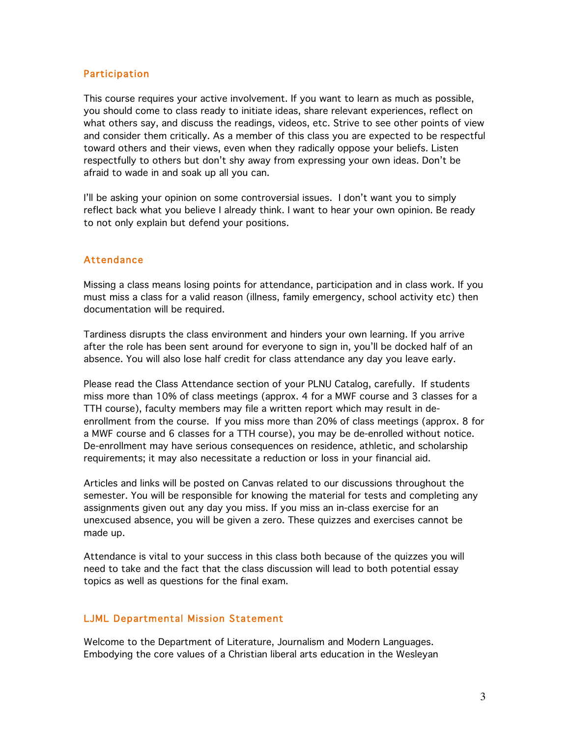## Participation

This course requires your active involvement. If you want to learn as much as possible, you should come to class ready to initiate ideas, share relevant experiences, reflect on what others say, and discuss the readings, videos, etc. Strive to see other points of view and consider them critically. As a member of this class you are expected to be respectful toward others and their views, even when they radically oppose your beliefs. Listen respectfully to others but don't shy away from expressing your own ideas. Don't be afraid to wade in and soak up all you can.

I'll be asking your opinion on some controversial issues. I don't want you to simply reflect back what you believe I already think. I want to hear your own opinion. Be ready to not only explain but defend your positions.

## Attendance

Missing a class means losing points for attendance, participation and in class work. If you must miss a class for a valid reason (illness, family emergency, school activity etc) then documentation will be required.

Tardiness disrupts the class environment and hinders your own learning. If you arrive after the role has been sent around for everyone to sign in, you'll be docked half of an absence. You will also lose half credit for class attendance any day you leave early.

Please read the Class Attendance section of your PLNU Catalog, carefully. If students miss more than 10% of class meetings (approx. 4 for a MWF course and 3 classes for a TTH course), faculty members may file a written report which may result in de-enrollment from the course. If you miss more than 20% of class meetings (approx. 8 for a MWF course and 6 classes for a TTH course), you may be de-enrolled without notice. De-enrollment may have serious consequences on residence, athletic, and scholarship requirements; it may also necessitate a reduction or loss in your financial aid.

Articles and links will be posted on Canvas related to our discussions throughout the semester. You will be responsible for knowing the material for tests and completing any assignments given out any day you miss. If you miss an in-class exercise for an unexcused absence, you will be given a zero. These quizzes and exercises cannot be made up.

Attendance is vital to your success in this class both because of the quizzes you will need to take and the fact that the class discussion will lead to both potential essay topics as well as questions for the final exam.

## LJML Departmental Mission Statement

Welcome to the Department of Literature, Journalism and Modern Languages. Embodying the core values of a Christian liberal arts education in the Wesleyan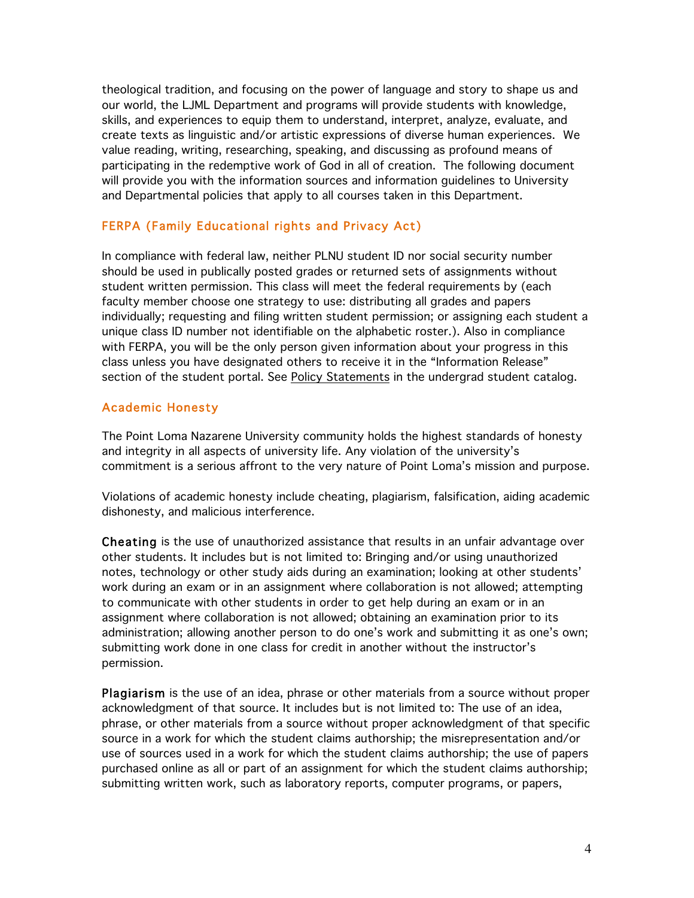theological tradition, and focusing on the power of language and story to shape us and our world, the LJML Department and programs will provide students with knowledge, skills, and experiences to equip them to understand, interpret, analyze, evaluate, and create texts as linguistic and/or artistic expressions of diverse human experiences. We value reading, writing, researching, speaking, and discussing as profound means of participating in the redemptive work of God in all of creation. The following document will provide you with the information sources and information guidelines to University and Departmental policies that apply to all courses taken in this Department.

## FERPA (Family Educational rights and Privacy Act)

In compliance with federal law, neither PLNU student ID nor social security number should be used in publically posted grades or returned sets of assignments without student written permission. This class will meet the federal requirements by (each faculty member choose one strategy to use: distributing all grades and papers individually; requesting and filing written student permission; or assigning each student a unique class ID number not identifiable on the alphabetic roster.). Also in compliance with FERPA, you will be the only person given information about your progress in this class unless you have designated others to receive it in the "Information Release" section of the student portal. See Policy Statements in the undergrad student catalog.

## Academic Honesty

The Point Loma Nazarene University community holds the highest standards of honesty and integrity in all aspects of university life. Any violation of the university's commitment is a serious affront to the very nature of Point Loma's mission and purpose.

Violations of academic honesty include cheating, plagiarism, falsification, aiding academic dishonesty, and malicious interference.

**Cheating** is the use of unauthorized assistance that results in an unfair advantage over other students. It includes but is not limited to: Bringing and/or using unauthorized notes, technology or other study aids during an examination; looking at other students' work during an exam or in an assignment where collaboration is not allowed; attempting to communicate with other students in order to get help during an exam or in an assignment where collaboration is not allowed; obtaining an examination prior to its administration; allowing another person to do one's work and submitting it as one's own; submitting work done in one class for credit in another without the instructor's permission.

**Plagiarism** is the use of an idea, phrase or other materials from a source without proper acknowledgment of that source. It includes but is not limited to: The use of an idea, phrase, or other materials from a source without proper acknowledgment of that specific source in a work for which the student claims authorship; the misrepresentation and/or use of sources used in a work for which the student claims authorship; the use of papers purchased online as all or part of an assignment for which the student claims authorship; submitting written work, such as laboratory reports, computer programs, or papers,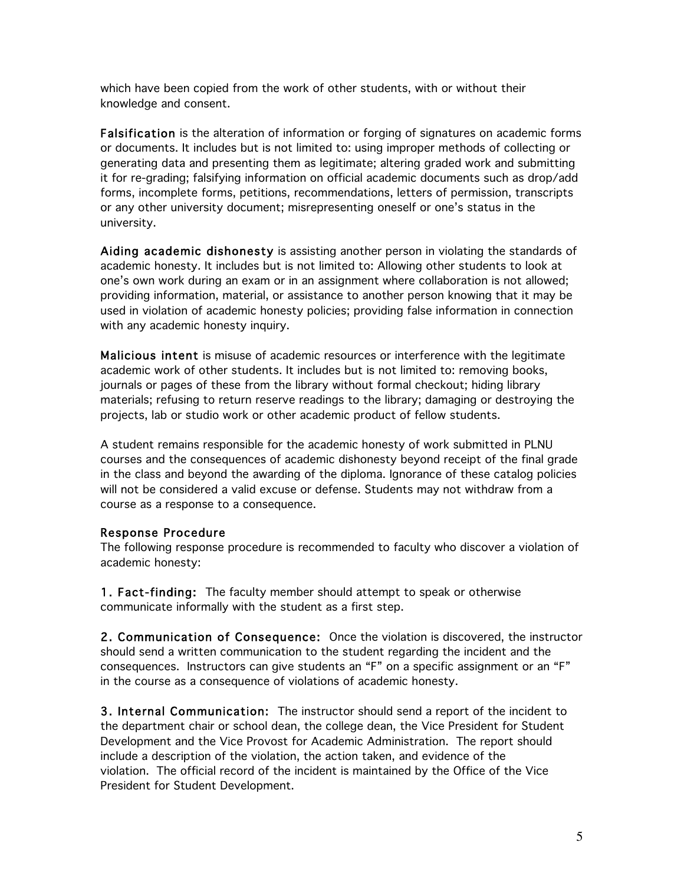which have been copied from the work of other students, with or without their knowledge and consent.

**Falsification** is the alteration of information or forging of signatures on academic forms or documents. It includes but is not limited to: using improper methods of collecting or generating data and presenting them as legitimate; altering graded work and submitting it for re-grading; falsifying information on official academic documents such as drop/add forms, incomplete forms, petitions, recommendations, letters of permission, transcripts or any other university document; misrepresenting oneself or one's status in the university.

**Aiding academic dishonesty** is assisting another person in violating the standards of academic honesty. It includes but is not limited to: Allowing other students to look at one's own work during an exam or in an assignment where collaboration is not allowed; providing information, material, or assistance to another person knowing that it may be used in violation of academic honesty policies; providing false information in connection with any academic honesty inquiry.

**Malicious intent** is misuse of academic resources or interference with the legitimate academic work of other students. It includes but is not limited to: removing books, journals or pages of these from the library without formal checkout; hiding library materials; refusing to return reserve readings to the library; damaging or destroying the projects, lab or studio work or other academic product of fellow students.

A student remains responsible for the academic honesty of work submitted in PLNU courses and the consequences of academic dishonesty beyond receipt of the final grade in the class and beyond the awarding of the diploma. Ignorance of these catalog policies will not be considered a valid excuse or defense. Students may not withdraw from a course as a response to a consequence.

### Response Procedure

The following response procedure is recommended to faculty who discover a violation of academic honesty:

**1. Fact-finding:** The faculty member should attempt to speak or otherwise communicate informally with the student as a first step.

**2. Communication of Consequence:** Once the violation is discovered, the instructor should send a written communication to the student regarding the incident and the consequences. Instructors can give students an "F" on a specific assignment or an "F" in the course as a consequence of violations of academic honesty.

**3. Internal Communication:** The instructor should send a report of the incident to the department chair or school dean, the college dean, the Vice President for Student Development and the Vice Provost for Academic Administration. The report should include a description of the violation, the action taken, and evidence of the violation. The official record of the incident is maintained by the Office of the Vice President for Student Development.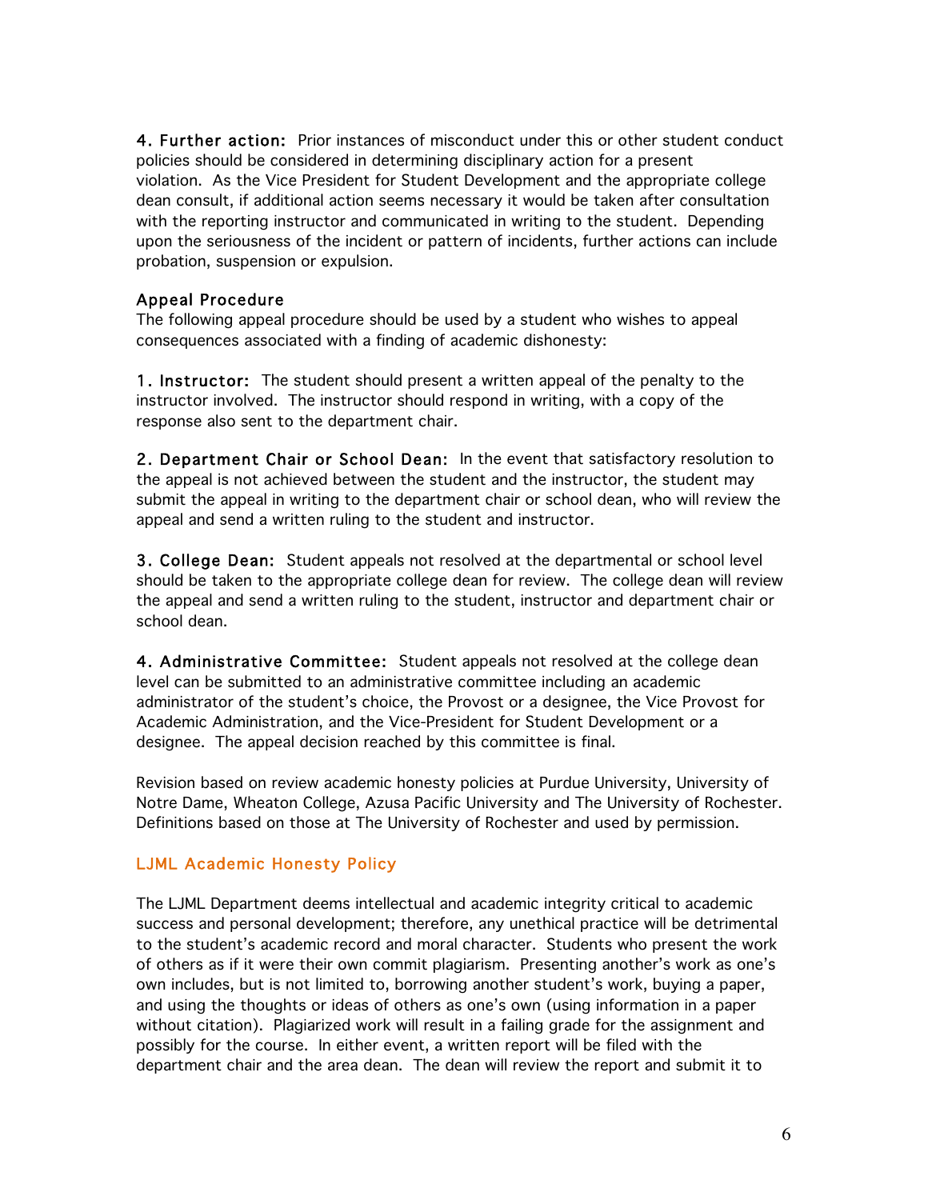**4. Further action:** Prior instances of misconduct under this or other student conduct policies should be considered in determining disciplinary action for a present violation. As the Vice President for Student Development and the appropriate college dean consult, if additional action seems necessary it would be taken after consultation with the reporting instructor and communicated in writing to the student. Depending upon the seriousness of the incident or pattern of incidents, further actions can include probation, suspension or expulsion.

### Appeal Procedure

The following appeal procedure should be used by a student who wishes to appeal consequences associated with a finding of academic dishonesty:

**1. Instructor:** The student should present a written appeal of the penalty to the instructor involved. The instructor should respond in writing, with a copy of the response also sent to the department chair.

**2. Department Chair or School Dean:** In the event that satisfactory resolution to the appeal is not achieved between the student and the instructor, the student may submit the appeal in writing to the department chair or school dean, who will review the appeal and send a written ruling to the student and instructor.

**3. College Dean:** Student appeals not resolved at the departmental or school level should be taken to the appropriate college dean for review. The college dean will review the appeal and send a written ruling to the student, instructor and department chair or school dean.

**4. Administrative Committee:** Student appeals not resolved at the college dean level can be submitted to an administrative committee including an academic administrator of the student's choice, the Provost or a designee, the Vice Provost for Academic Administration, and the Vice-President for Student Development or a designee. The appeal decision reached by this committee is final.

Revision based on review academic honesty policies at Purdue University, University of Notre Dame, Wheaton College, Azusa Pacific University and The University of Rochester. Definitions based on those at The University of Rochester and used by permission.

## LJML Academic Honesty Policy

The LJML Department deems intellectual and academic integrity critical to academic success and personal development; therefore, any unethical practice will be detrimental to the student's academic record and moral character. Students who present the work of others as if it were their own commit plagiarism. Presenting another's work as one's own includes, but is not limited to, borrowing another student's work, buying a paper, and using the thoughts or ideas of others as one's own (using information in a paper without citation). Plagiarized work will result in a failing grade for the assignment and possibly for the course. In either event, a written report will be filed with the department chair and the area dean. The dean will review the report and submit it to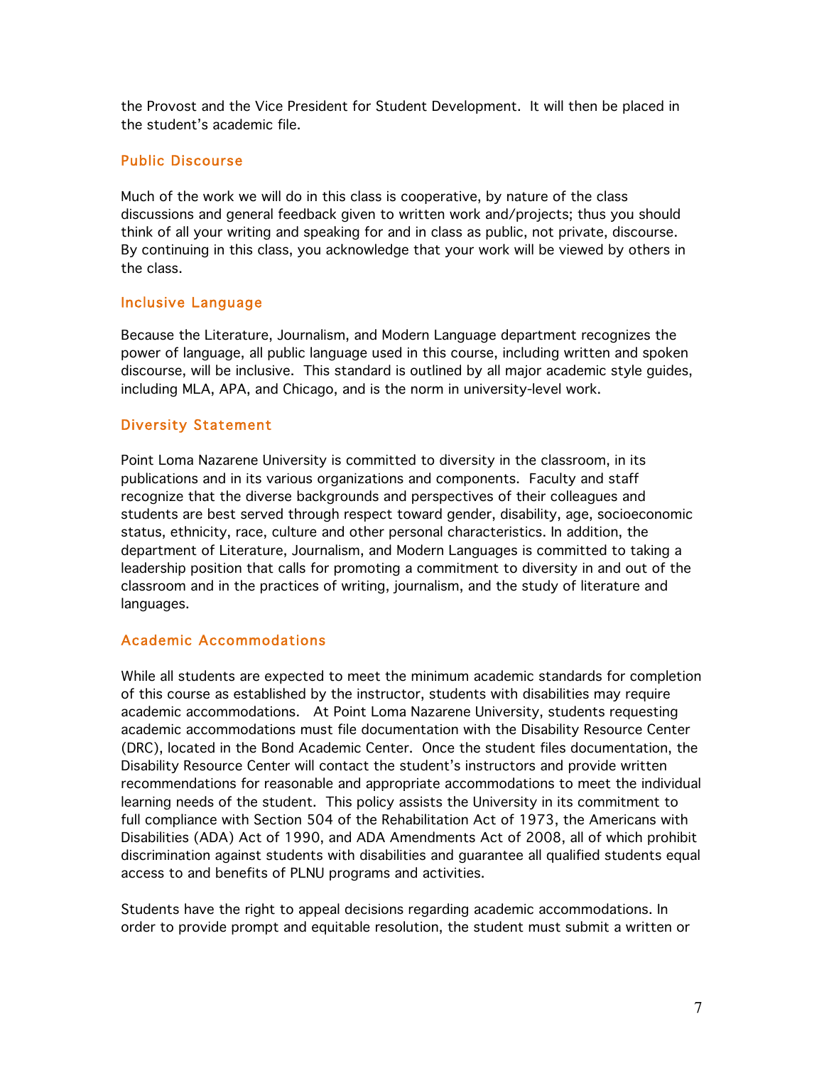the Provost and the Vice President for Student Development. It will then be placed in the student's academic file.

### Public Discourse

Much of the work we will do in this class is cooperative, by nature of the class discussions and general feedback given to written work and/projects; thus you should think of all your writing and speaking for and in class as public, not private, discourse. By continuing in this class, you acknowledge that your work will be viewed by others in the class.

### Inclusive Language

Because the Literature, Journalism, and Modern Language department recognizes the power of language, all public language used in this course, including written and spoken discourse, will be inclusive. This standard is outlined by all major academic style guides, including MLA, APA, and Chicago, and is the norm in university-level work.

### Diversity Statement

Point Loma Nazarene University is committed to diversity in the classroom, in its publications and in its various organizations and components. Faculty and staff recognize that the diverse backgrounds and perspectives of their colleagues and students are best served through respect toward gender, disability, age, socioeconomic status, ethnicity, race, culture and other personal characteristics. In addition, the department of Literature, Journalism, and Modern Languages is committed to taking a leadership position that calls for promoting a commitment to diversity in and out of the classroom and in the practices of writing, journalism, and the study of literature and languages.

### Academic Accommodations

While all students are expected to meet the minimum academic standards for completion of this course as established by the instructor, students with disabilities may require academic accommodations. At Point Loma Nazarene University, students requesting academic accommodations must file documentation with the Disability Resource Center (DRC), located in the Bond Academic Center. Once the student files documentation, the Disability Resource Center will contact the student's instructors and provide written recommendations for reasonable and appropriate accommodations to meet the individual learning needs of the student. This policy assists the University in its commitment to full compliance with Section 504 of the Rehabilitation Act of 1973, the Americans with Disabilities (ADA) Act of 1990, and ADA Amendments Act of 2008, all of which prohibit discrimination against students with disabilities and guarantee all qualified students equal access to and benefits of PLNU programs and activities.

Students have the right to appeal decisions regarding academic accommodations. In order to provide prompt and equitable resolution, the student must submit a written or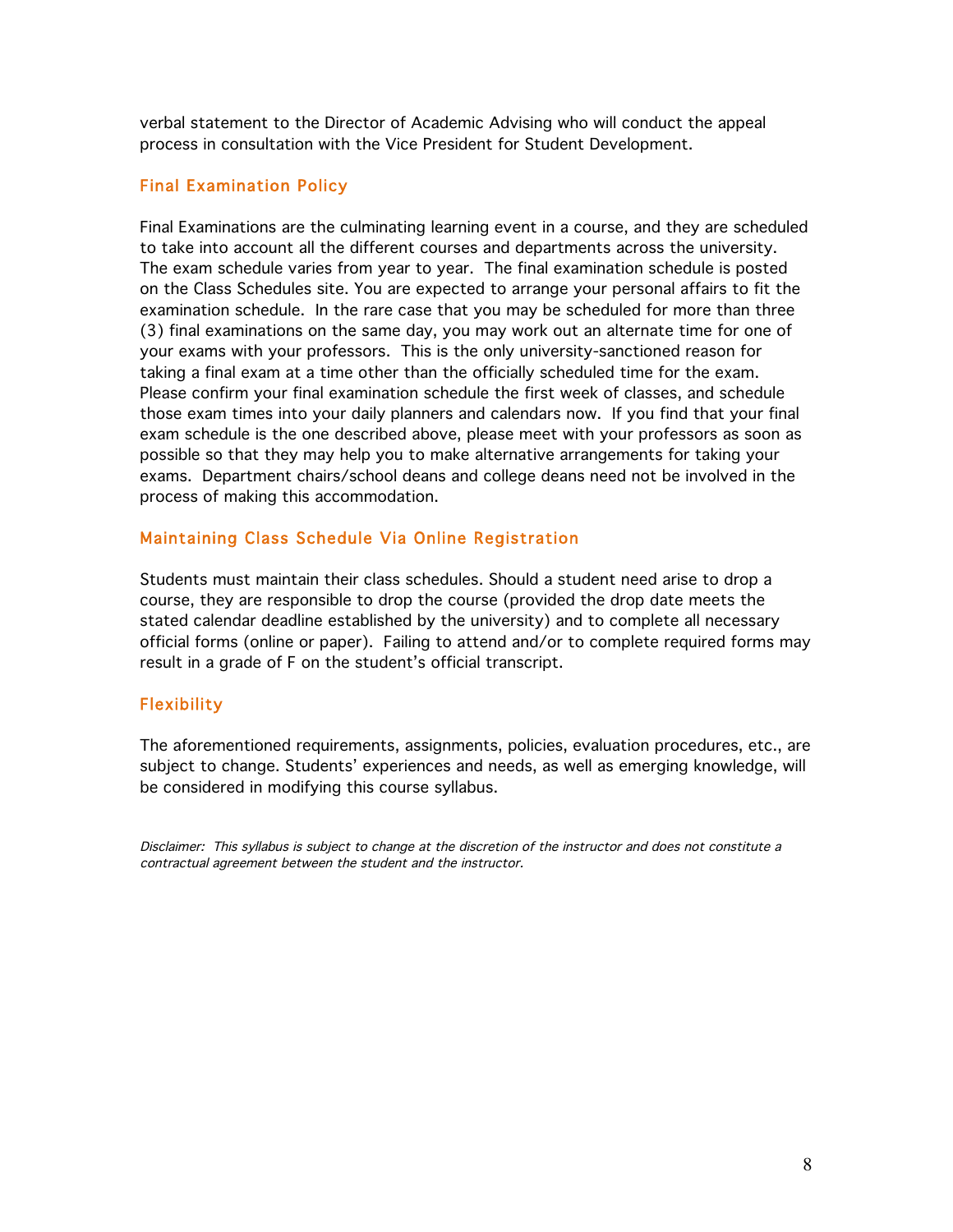verbal statement to the Director of Academic Advising who will conduct the appeal process in consultation with the Vice President for Student Development.

## Final Examination Policy

Final Examinations are the culminating learning event in a course, and they are scheduled to take into account all the different courses and departments across the university. The exam schedule varies from year to year. The final examination schedule is posted on the Class Schedules site. You are expected to arrange your personal affairs to fit the examination schedule. In the rare case that you may be scheduled for more than three (3) final examinations on the same day, you may work out an alternate time for one of your exams with your professors. This is the only university-sanctioned reason for taking a final exam at a time other than the officially scheduled time for the exam. Please confirm your final examination schedule the first week of classes, and schedule those exam times into your daily planners and calendars now. If you find that your final exam schedule is the one described above, please meet with your professors as soon as possible so that they may help you to make alternative arrangements for taking your exams. Department chairs/school deans and college deans need not be involved in the process of making this accommodation.

## Maintaining Class Schedule Via Online Registration

Students must maintain their class schedules. Should a student need arise to drop a course, they are responsible to drop the course (provided the drop date meets the stated calendar deadline established by the university) and to complete all necessary official forms (online or paper). Failing to attend and/or to complete required forms may result in a grade of F on the student's official transcript.

## Flexibility

The aforementioned requirements, assignments, policies, evaluation procedures, etc., are subject to change. Students' experiences and needs, as well as emerging knowledge, will be considered in modifying this course syllabus.

*Disclaimer: This syllabus is subject to change at the discretion of the instructor and does not constitute a contractual agreement between the student and the instructor.*